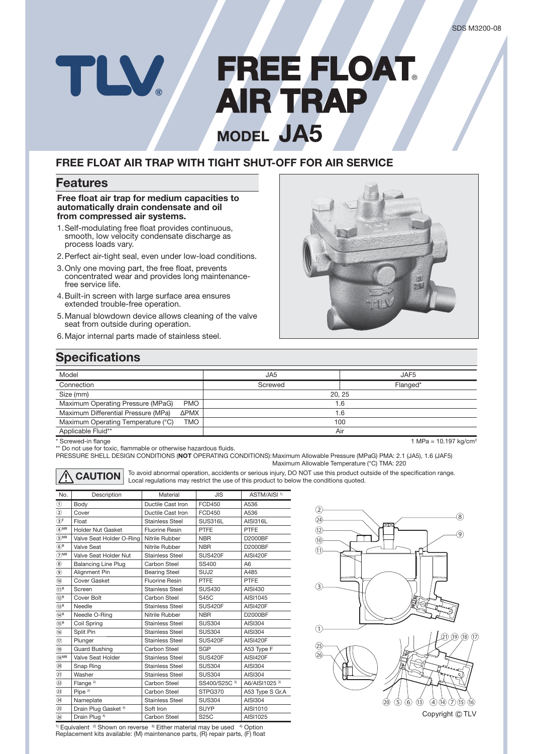SDS M3200-08

# TLV®

# FREE FLOAT® AIR TRAP

## MODEL JA5

## FREE FLOAT AIR TRAP WITH TIGHT SHUT-OFF FOR AIR SERVICE

## Features

**Free float air trap for medium capacities to automatically drain condensate and oil from compressed air systems.**

1. Self-modulating free float provides continuous, smooth, low velocity condensate discharge as process loads vary.
2. Perfect air-tight seal, even under low-load conditions.
3. Only one moving part, the free float, prevents concentrated wear and provides long maintenance-free service life.
4. Built-in screen with large surface area ensures extended trouble-free operation.
5. Manual blowdown device allows cleaning of the valve seat from outside during operation.
6. Major internal parts made of stainless steel.

## Specifications

| Model | | JA5 | JAF5 |
|---|---|---|---|
| Connection | | Screwed | Flanged* |
| Size (mm) | | 20, 25 | |
| Maximum Operating Pressure (MPaG) | PMO | 1.6 | |
| Maximum Differential Pressure (MPa) | ΔPMX | 1.6 | |
| Maximum Operating Temperature (°C) | TMO | 100 | |
| Applicable Fluid** | | Air | |

\* Screwed-in flange

1 MPa = 10.197 kg/cm²

** Do not use for toxic, flammable or otherwise hazardous fluids.

PRESSURE SHELL DESIGN CONDITIONS (**NOT** OPERATING CONDITIONS): Maximum Allowable Pressure (MPaG) PMA: 2.1 (JA5), 1.6 (JAF5)
Maximum Allowable Temperature (°C) TMA: 220

**⚠ CAUTION** To avoid abnormal operation, accidents or serious injury, DO NOT use this product outside of the specification range. Local regulations may restrict the use of this product to below the conditions quoted.

| No. | Description | Material | JIS | ASTM/AISI [1] |
|---|---|---|---|---|
| ① | Body | Ductile Cast Iron | FCD450 | A536 |
| ② | Cover | Ductile Cast Iron | FCD450 | A536 |
| ③F | Float | Stainless Steel | SUS316L | AISI316L |
| ④MR | Holder Nut Gasket | Fluorine Resin | PTFE | PTFE |
| ⑤MR | Valve Seat Holder O-Ring | Nitrile Rubber | NBR | D2000BF |
| ⑥R | Valve Seat | Nitrile Rubber | NBR | D2000BF |
| ⑦MR | Valve Seat Holder Nut | Stainless Steel | SUS420F | AISI420F |
| ⑧ | Balancing Line Plug | Carbon Steel | SS400 | A6 |
| ⑨ | Alignment Pin | Bearing Steel | SUJ2 | A485 |
| ⑩ | Cover Gasket | Fluorine Resin | PTFE | PTFE |
| ⑪R | Screen | Stainless Steel | SUS430 | AISI430 |
| ⑫R | Cover Bolt | Carbon Steel | S45C | AISI1045 |
| ⑬R | Needle | Stainless Steel | SUS420F | AISI420F |
| ⑭R | Needle O-Ring | Nitrile Rubber | NBR | D2000BF |
| ⑮R | Coil Spring | Stainless Steel | SUS304 | AISI304 |
| ⑯ | Split Pin | Stainless Steel | SUS304 | AISI304 |
| ⑰ | Plunger | Stainless Steel | SUS420F | AISI420F |
| ⑱ | Guard Bushing | Carbon Steel | SGP | A53 Type F |
| ⑲MR | Valve Seat Holder | Stainless Steel | SUS420F | AISI420F |
| ⑳ | Snap Ring | Stainless Steel | SUS304 | AISI304 |
| ㉑ | Washer | Stainless Steel | SUS304 | AISI304 |
| ㉒ | Flange [2] | Carbon Steel | SS400/S25C [3] | A6/AISI1025 [3] |
| ㉓ | Pipe [2] | Carbon Steel | STPG370 | A53 Type S Gr.A |
| ㉔ | Nameplate | Stainless Steel | SUS304 | AISI304 |
| ㉕ | Drain Plug Gasket [4] | Soft Iron | SUYP | AISI1010 |
| ㉖ | Drain Plug [4] | Carbon Steel | S25C | AISI1025 |

[1] Equivalent [2] Shown on reverse [3] Either material may be used [4] Option
Replacement kits available: (M) maintenance parts, (R) repair parts, (F) float

Copyright © TLV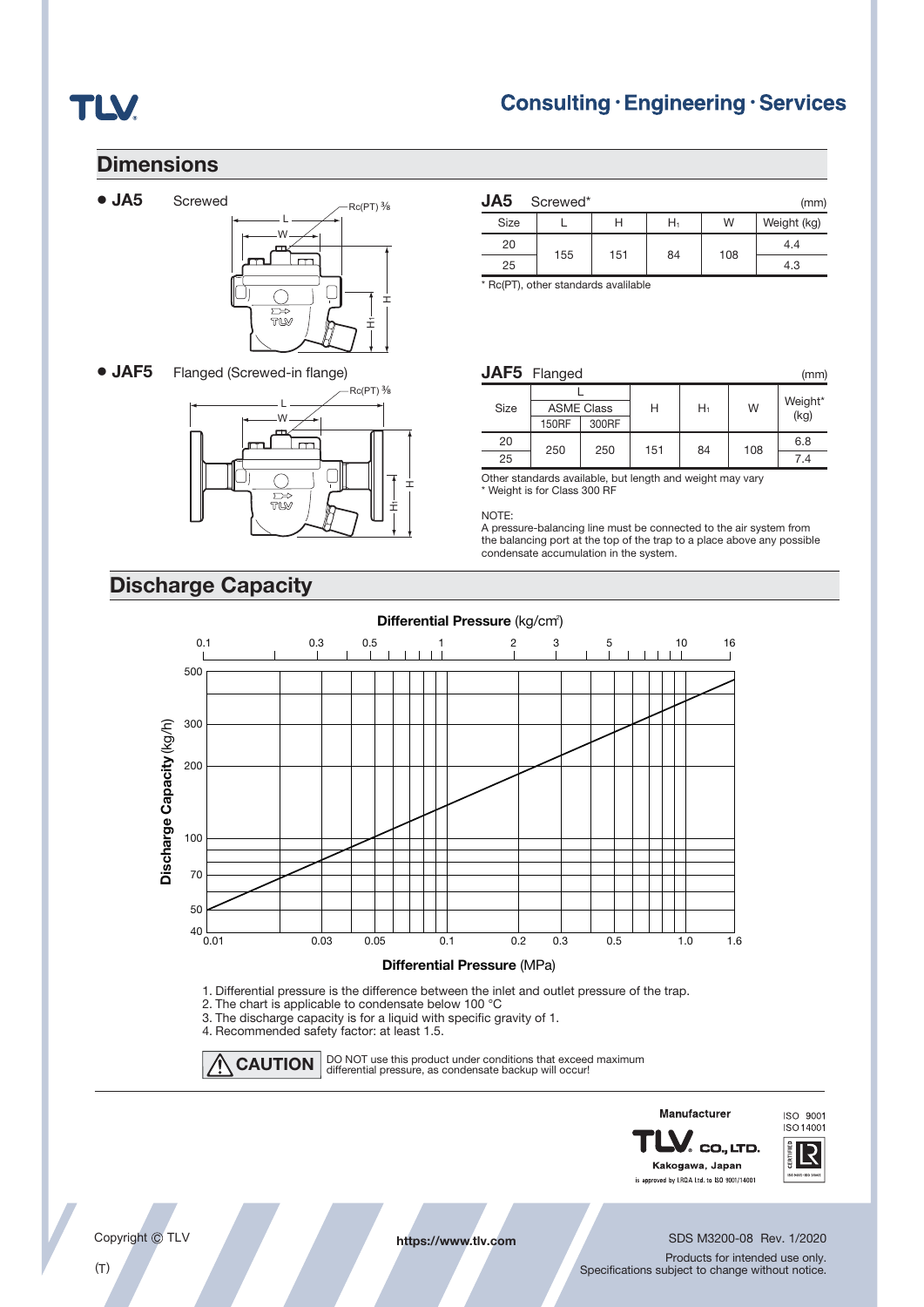TLV

Consulting · Engineering · Services

## Dimensions

● **JA5** Screwed

L
W
Rc(PT) ⅜
H
$H_1$

● **JAF5** Flanged (Screwed-in flange)

L
W
Rc(PT) ⅜
H
$H_1$

**JA5** Screwed* (mm)

| Size | L | H | $H_1$ | W | Weight (kg) |
|---|---|---|---|---|---|
| 20 | 155 | 151 | 84 | 108 | 4.4 |
| 25 | | | | | 4.3 |

* Rc(PT), other standards avalilable

**JAF5** Flanged (mm)

| Size | L | | H | $H_1$ | W | Weight* (kg) |
|---|---|---|---|---|---|---|
| | ASME Class | | | | | |
| | 150RF | 300RF | | | | |
| 20 | 250 | 250 | 151 | 84 | 108 | 6.8 |
| 25 | | | | | | 7.4 |

Other standards available, but length and weight may vary
* Weight is for Class 300 RF

NOTE:
A pressure-balancing line must be connected to the air system from the balancing port at the top of the trap to a place above any possible condensate accumulation in the system.

## Discharge Capacity

**Differential Pressure** (kg/cm²)

0.1 0.3 0.5 1 2 3 5 10 16

**Discharge Capacity** (kg/h)

500 300 200 100 70 50 40

0.01 0.03 0.05 0.1 0.2 0.3 0.5 1.0 1.6

**Differential Pressure** (MPa)

1. Differential pressure is the difference between the inlet and outlet pressure of the trap.
2. The chart is applicable to condensate below 100 °C
3. The discharge capacity is for a liquid with specific gravity of 1.
4. Recommended safety factor: at least 1.5.

**CAUTION** DO NOT use this product under conditions that exceed maximum differential pressure, as condensate backup will occur!

Manufacturer
TLV CO., LTD.
Kakogawa, Japan
is approved by LRQA Ltd. to ISO 9001/14001

ISO 9001
ISO 14001

Copyright © TLV

(T)

https://www.tlv.com

SDS M3200-08 Rev. 1/2020

Products for intended use only.
Specifications subject to change without notice.